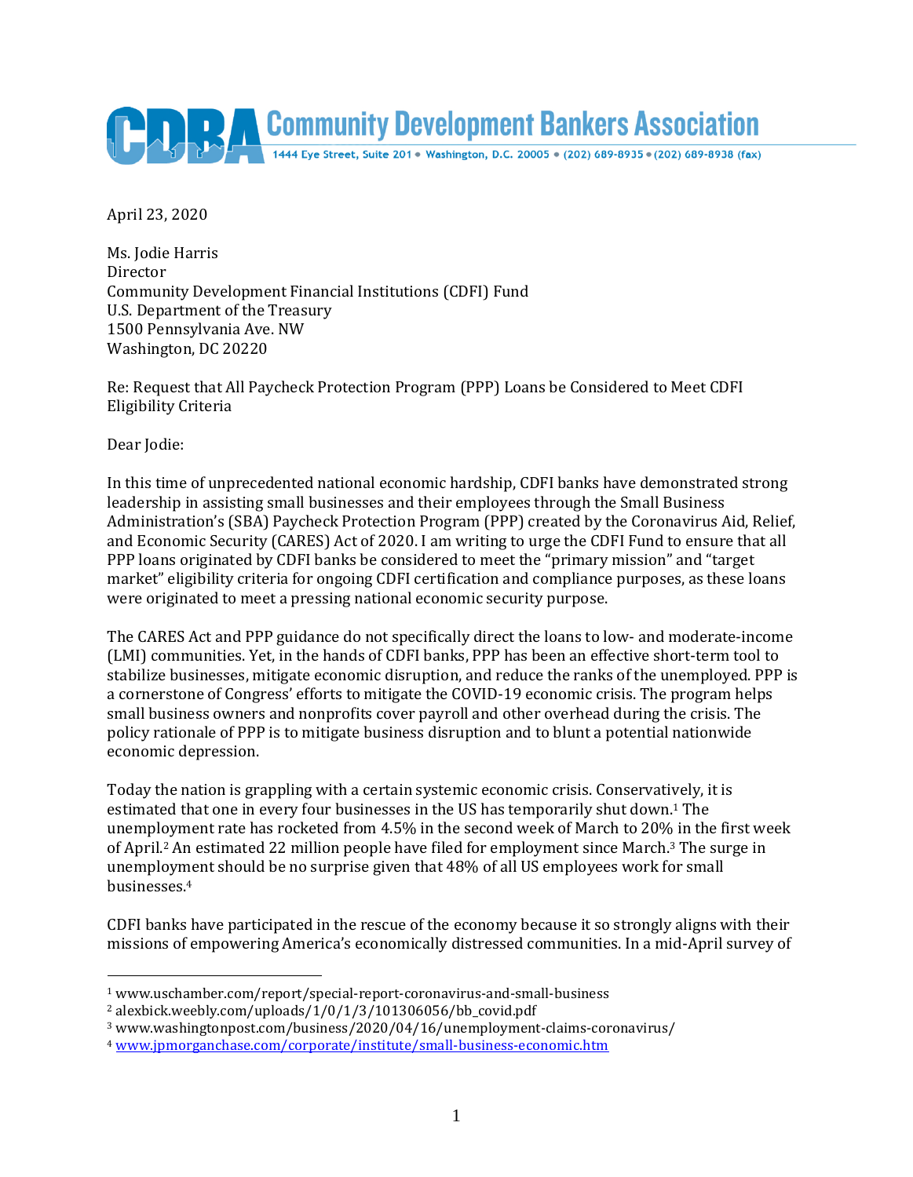# Community Development Bankers Association

1444 Eye Street, Suite 201 • Washington, D.C. 20005 • (202) 689-8935 • (202) 689-8938 (fax)

April 23, 2020

Ms. Jodie Harris
Director
Community Development Financial Institutions (CDFI) Fund
U.S. Department of the Treasury
1500 Pennsylvania Ave. NW
Washington, DC 20220

Re: Request that All Paycheck Protection Program (PPP) Loans be Considered to Meet CDFI Eligibility Criteria

Dear Jodie:

In this time of unprecedented national economic hardship, CDFI banks have demonstrated strong leadership in assisting small businesses and their employees through the Small Business Administration's (SBA) Paycheck Protection Program (PPP) created by the Coronavirus Aid, Relief, and Economic Security (CARES) Act of 2020. I am writing to urge the CDFI Fund to ensure that all PPP loans originated by CDFI banks be considered to meet the "primary mission" and "target market" eligibility criteria for ongoing CDFI certification and compliance purposes, as these loans were originated to meet a pressing national economic security purpose.

The CARES Act and PPP guidance do not specifically direct the loans to low- and moderate-income (LMI) communities. Yet, in the hands of CDFI banks, PPP has been an effective short-term tool to stabilize businesses, mitigate economic disruption, and reduce the ranks of the unemployed. PPP is a cornerstone of Congress' efforts to mitigate the COVID-19 economic crisis. The program helps small business owners and nonprofits cover payroll and other overhead during the crisis. The policy rationale of PPP is to mitigate business disruption and to blunt a potential nationwide economic depression.

Today the nation is grappling with a certain systemic economic crisis. Conservatively, it is estimated that one in every four businesses in the US has temporarily shut down.[1] The unemployment rate has rocketed from 4.5% in the second week of March to 20% in the first week of April.[2] An estimated 22 million people have filed for employment since March.[3] The surge in unemployment should be no surprise given that 48% of all US employees work for small businesses.[4]

CDFI banks have participated in the rescue of the economy because it so strongly aligns with their missions of empowering America's economically distressed communities. In a mid-April survey of

---

[1] www.uschamber.com/report/special-report-coronavirus-and-small-business

[2] alexbick.weebly.com/uploads/1/0/1/3/101306056/bb_covid.pdf

[3] www.washingtonpost.com/business/2020/04/16/unemployment-claims-coronavirus/

[4] www.jpmorganchase.com/corporate/institute/small-business-economic.htm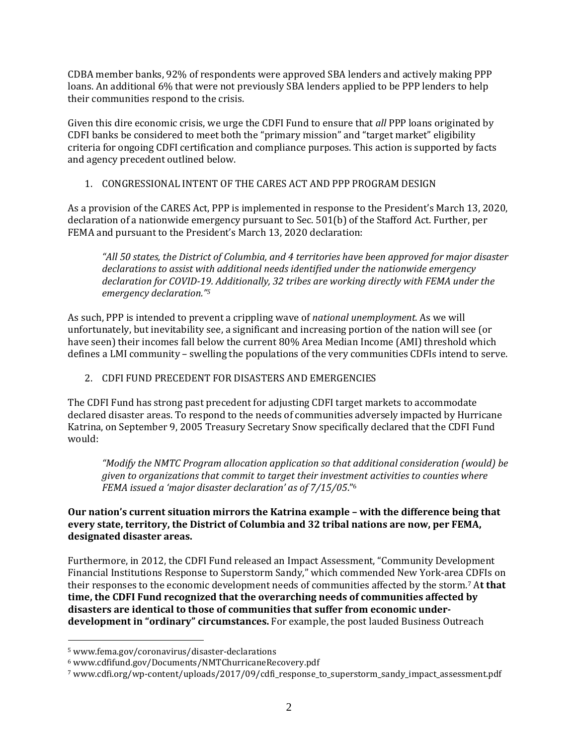CDBA member banks, 92% of respondents were approved SBA lenders and actively making PPP loans. An additional 6% that were not previously SBA lenders applied to be PPP lenders to help their communities respond to the crisis.

Given this dire economic crisis, we urge the CDFI Fund to ensure that *all* PPP loans originated by CDFI banks be considered to meet both the "primary mission" and "target market" eligibility criteria for ongoing CDFI certification and compliance purposes. This action is supported by facts and agency precedent outlined below.

1. CONGRESSIONAL INTENT OF THE CARES ACT AND PPP PROGRAM DESIGN

As a provision of the CARES Act, PPP is implemented in response to the President's March 13, 2020, declaration of a nationwide emergency pursuant to Sec. 501(b) of the Stafford Act. Further, per FEMA and pursuant to the President's March 13, 2020 declaration:

> *"All 50 states, the District of Columbia, and 4 territories have been approved for major disaster declarations to assist with additional needs identified under the nationwide emergency declaration for COVID-19. Additionally, 32 tribes are working directly with FEMA under the emergency declaration."*[5]

As such, PPP is intended to prevent a crippling wave of *national unemployment.* As we will unfortunately, but inevitability see, a significant and increasing portion of the nation will see (or have seen) their incomes fall below the current 80% Area Median Income (AMI) threshold which defines a LMI community – swelling the populations of the very communities CDFIs intend to serve.

2. CDFI FUND PRECEDENT FOR DISASTERS AND EMERGENCIES

The CDFI Fund has strong past precedent for adjusting CDFI target markets to accommodate declared disaster areas. To respond to the needs of communities adversely impacted by Hurricane Katrina, on September 9, 2005 Treasury Secretary Snow specifically declared that the CDFI Fund would:

> *"Modify the NMTC Program allocation application so that additional consideration (would) be given to organizations that commit to target their investment activities to counties where FEMA issued a 'major disaster declaration' as of 7/15/05.*"[6]

**Our nation's current situation mirrors the Katrina example – with the difference being that every state, territory, the District of Columbia and 32 tribal nations are now, per FEMA, designated disaster areas.**

Furthermore, in 2012, the CDFI Fund released an Impact Assessment, "Community Development Financial Institutions Response to Superstorm Sandy," which commended New York-area CDFIs on their responses to the economic development needs of communities affected by the storm.[7] A**t that time, the CDFI Fund recognized that the overarching needs of communities affected by disasters are identical to those of communities that suffer from economic under-development in "ordinary" circumstances.** For example, the post lauded Business Outreach

---

[5] www.fema.gov/coronavirus/disaster-declarations

[6] www.cdfifund.gov/Documents/NMTChurricaneRecovery.pdf

[7] www.cdfi.org/wp-content/uploads/2017/09/cdfi_response_to_superstorm_sandy_impact_assessment.pdf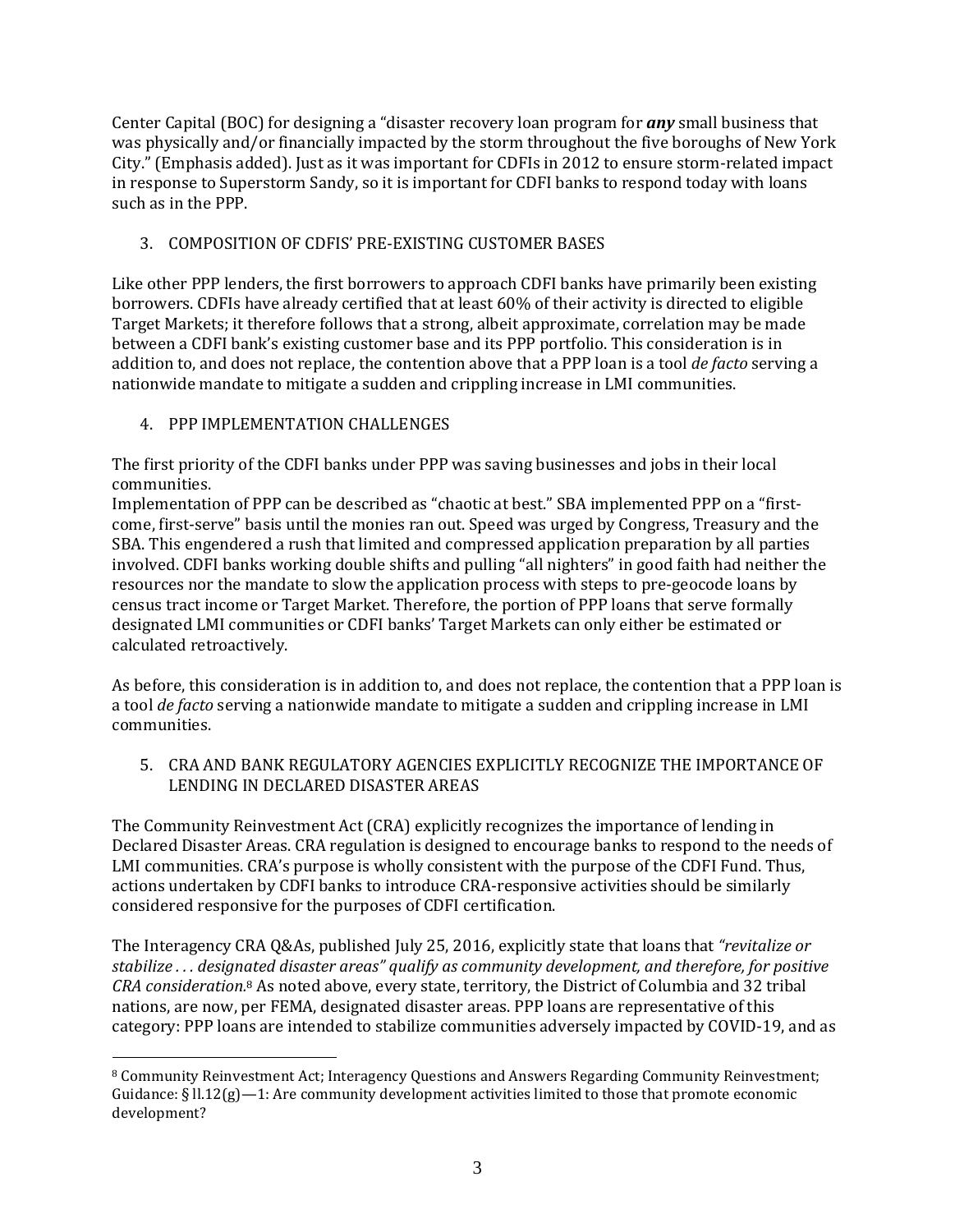Center Capital (BOC) for designing a "disaster recovery loan program for ***any*** small business that was physically and/or financially impacted by the storm throughout the five boroughs of New York City." (Emphasis added). Just as it was important for CDFIs in 2012 to ensure storm-related impact in response to Superstorm Sandy, so it is important for CDFI banks to respond today with loans such as in the PPP.

3. COMPOSITION OF CDFIS' PRE-EXISTING CUSTOMER BASES

Like other PPP lenders, the first borrowers to approach CDFI banks have primarily been existing borrowers. CDFIs have already certified that at least 60% of their activity is directed to eligible Target Markets; it therefore follows that a strong, albeit approximate, correlation may be made between a CDFI bank's existing customer base and its PPP portfolio. This consideration is in addition to, and does not replace, the contention above that a PPP loan is a tool *de facto* serving a nationwide mandate to mitigate a sudden and crippling increase in LMI communities.

4. PPP IMPLEMENTATION CHALLENGES

The first priority of the CDFI banks under PPP was saving businesses and jobs in their local communities.
Implementation of PPP can be described as "chaotic at best." SBA implemented PPP on a "first-come, first-serve" basis until the monies ran out. Speed was urged by Congress, Treasury and the SBA. This engendered a rush that limited and compressed application preparation by all parties involved. CDFI banks working double shifts and pulling "all nighters" in good faith had neither the resources nor the mandate to slow the application process with steps to pre-geocode loans by census tract income or Target Market. Therefore, the portion of PPP loans that serve formally designated LMI communities or CDFI banks' Target Markets can only either be estimated or calculated retroactively.

As before, this consideration is in addition to, and does not replace, the contention that a PPP loan is a tool *de facto* serving a nationwide mandate to mitigate a sudden and crippling increase in LMI communities.

5. CRA AND BANK REGULATORY AGENCIES EXPLICITLY RECOGNIZE THE IMPORTANCE OF LENDING IN DECLARED DISASTER AREAS

The Community Reinvestment Act (CRA) explicitly recognizes the importance of lending in Declared Disaster Areas. CRA regulation is designed to encourage banks to respond to the needs of LMI communities. CRA's purpose is wholly consistent with the purpose of the CDFI Fund. Thus, actions undertaken by CDFI banks to introduce CRA-responsive activities should be similarly considered responsive for the purposes of CDFI certification.

The Interagency CRA Q&As, published July 25, 2016, explicitly state that loans that *"revitalize or stabilize . . . designated disaster areas" qualify as community development, and therefore, for positive CRA consideration.*[8] As noted above, every state, territory, the District of Columbia and 32 tribal nations, are now, per FEMA, designated disaster areas. PPP loans are representative of this category: PPP loans are intended to stabilize communities adversely impacted by COVID-19, and as

[8] Community Reinvestment Act; Interagency Questions and Answers Regarding Community Reinvestment; Guidance: § ll.12(g)—1: Are community development activities limited to those that promote economic development?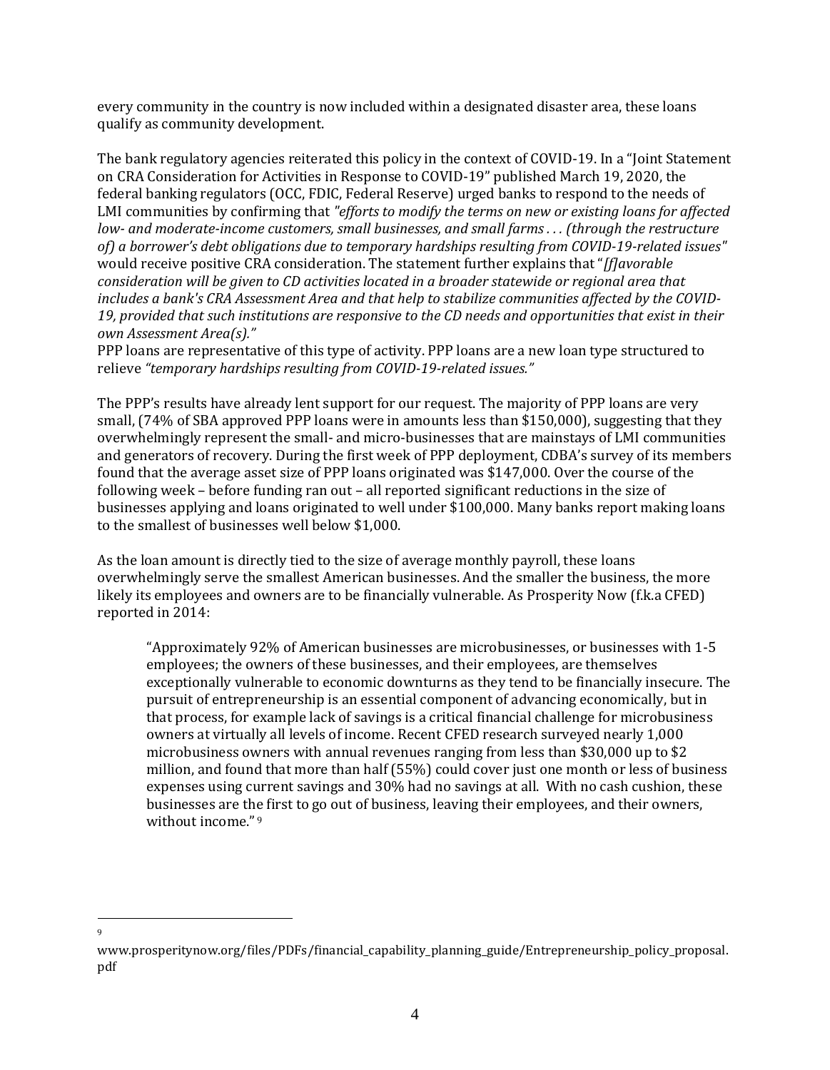every community in the country is now included within a designated disaster area, these loans qualify as community development.

The bank regulatory agencies reiterated this policy in the context of COVID-19. In a "Joint Statement on CRA Consideration for Activities in Response to COVID-19" published March 19, 2020, the federal banking regulators (OCC, FDIC, Federal Reserve) urged banks to respond to the needs of LMI communities by confirming that *"efforts to modify the terms on new or existing loans for affected low- and moderate-income customers, small businesses, and small farms . . . (through the restructure of) a borrower's debt obligations due to temporary hardships resulting from COVID-19-related issues"* would receive positive CRA consideration. The statement further explains that "*[f]avorable consideration will be given to CD activities located in a broader statewide or regional area that includes a bank's CRA Assessment Area and that help to stabilize communities affected by the COVID-19, provided that such institutions are responsive to the CD needs and opportunities that exist in their own Assessment Area(s).*"

PPP loans are representative of this type of activity. PPP loans are a new loan type structured to relieve *"temporary hardships resulting from COVID-19-related issues."*

The PPP's results have already lent support for our request. The majority of PPP loans are very small, (74% of SBA approved PPP loans were in amounts less than $150,000), suggesting that they overwhelmingly represent the small- and micro-businesses that are mainstays of LMI communities and generators of recovery. During the first week of PPP deployment, CDBA's survey of its members found that the average asset size of PPP loans originated was $147,000. Over the course of the following week – before funding ran out – all reported significant reductions in the size of businesses applying and loans originated to well under $100,000. Many banks report making loans to the smallest of businesses well below $1,000.

As the loan amount is directly tied to the size of average monthly payroll, these loans overwhelmingly serve the smallest American businesses. And the smaller the business, the more likely its employees and owners are to be financially vulnerable. As Prosperity Now (f.k.a CFED) reported in 2014:

> "Approximately 92% of American businesses are microbusinesses, or businesses with 1-5 employees; the owners of these businesses, and their employees, are themselves exceptionally vulnerable to economic downturns as they tend to be financially insecure. The pursuit of entrepreneurship is an essential component of advancing economically, but in that process, for example lack of savings is a critical financial challenge for microbusiness owners at virtually all levels of income. Recent CFED research surveyed nearly 1,000 microbusiness owners with annual revenues ranging from less than $30,000 up to $2 million, and found that more than half (55%) could cover just one month or less of business expenses using current savings and 30% had no savings at all. With no cash cushion, these businesses are the first to go out of business, leaving their employees, and their owners, without income." [9]

---

[9] www.prosperitynow.org/files/PDFs/financial_capability_planning_guide/Entrepreneurship_policy_proposal.pdf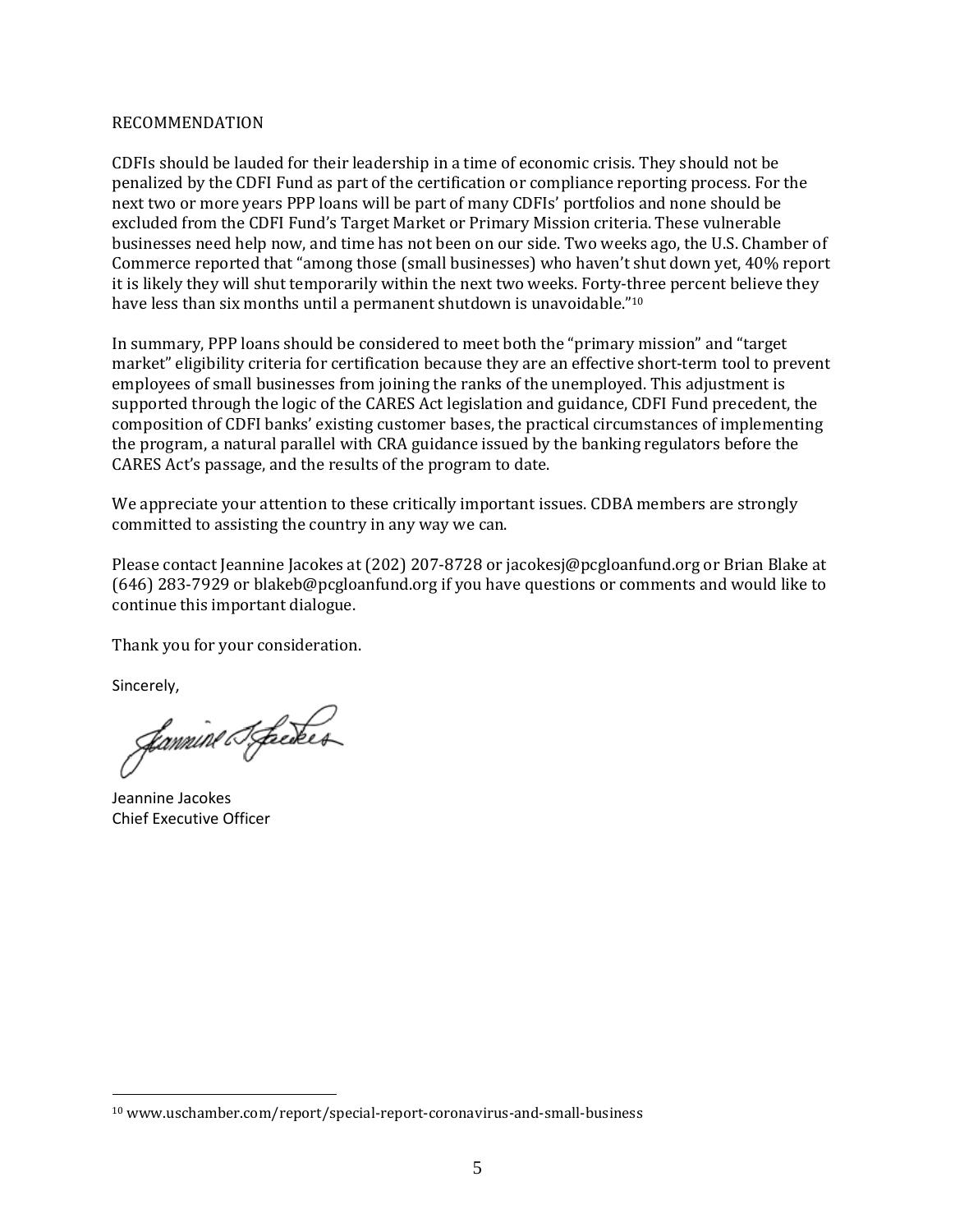## RECOMMENDATION

CDFIs should be lauded for their leadership in a time of economic crisis. They should not be penalized by the CDFI Fund as part of the certification or compliance reporting process. For the next two or more years PPP loans will be part of many CDFIs' portfolios and none should be excluded from the CDFI Fund's Target Market or Primary Mission criteria. These vulnerable businesses need help now, and time has not been on our side. Two weeks ago, the U.S. Chamber of Commerce reported that "among those (small businesses) who haven't shut down yet, 40% report it is likely they will shut temporarily within the next two weeks. Forty-three percent believe they have less than six months until a permanent shutdown is unavoidable."[10]

In summary, PPP loans should be considered to meet both the "primary mission" and "target market" eligibility criteria for certification because they are an effective short-term tool to prevent employees of small businesses from joining the ranks of the unemployed. This adjustment is supported through the logic of the CARES Act legislation and guidance, CDFI Fund precedent, the composition of CDFI banks' existing customer bases, the practical circumstances of implementing the program, a natural parallel with CRA guidance issued by the banking regulators before the CARES Act's passage, and the results of the program to date.

We appreciate your attention to these critically important issues. CDBA members are strongly committed to assisting the country in any way we can.

Please contact Jeannine Jacokes at (202) 207-8728 or jacokesj@pcgloanfund.org or Brian Blake at (646) 283-7929 or blakeb@pcgloanfund.org if you have questions or comments and would like to continue this important dialogue.

Thank you for your consideration.

Sincerely,

Jeannine Jacokes
Chief Executive Officer

---

[10] www.uschamber.com/report/special-report-coronavirus-and-small-business